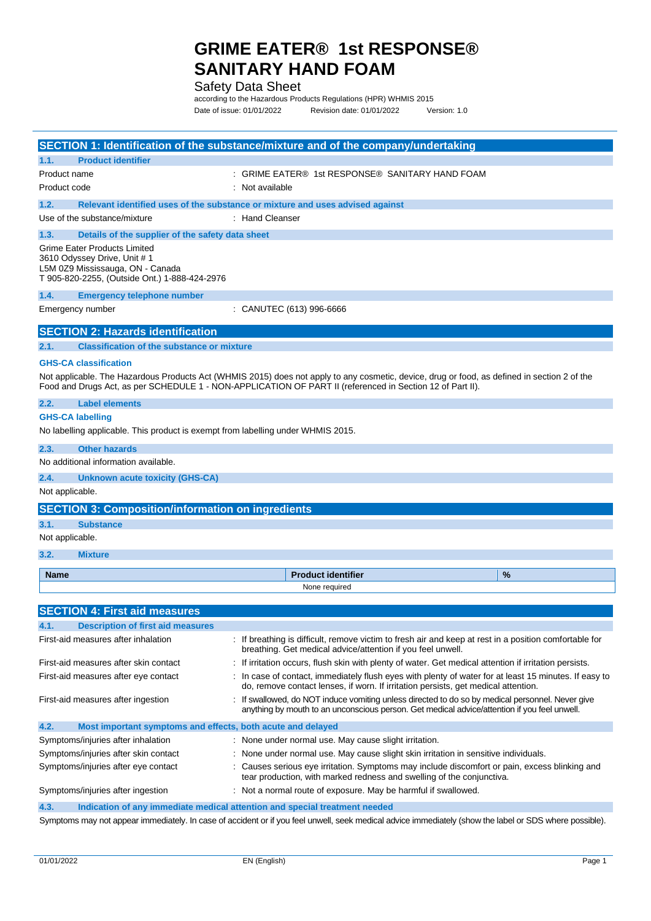# GRIME EATER® 1st RESPONSE® SANITARY HAND FOAM

Safety Data Sheet

according to the Hazardous Products Regulations (HPR) WHMIS 2015

Date of issue: 01/01/2022 Revision date: 01/01/2022 Version: 1.0

## SECTION 1: Identification of the substance/mixture and of the company/undertaking

### 1.1. Product identifier

| | |
|---|---|
| Product name | : GRIME EATER® 1st RESPONSE® SANITARY HAND FOAM |
| Product code | : Not available |

### 1.2. Relevant identified uses of the substance or mixture and uses advised against

| | |
|---|---|
| Use of the substance/mixture | : Hand Cleanser |

### 1.3. Details of the supplier of the safety data sheet

Grime Eater Products Limited
3610 Odyssey Drive, Unit # 1
L5M 0Z9 Mississauga, ON - Canada
T 905-820-2255, (Outside Ont.) 1-888-424-2976

### 1.4. Emergency telephone number

| | |
|---|---|
| Emergency number | : CANUTEC (613) 996-6666 |

## SECTION 2: Hazards identification

### 2.1. Classification of the substance or mixture

**GHS-CA classification**

Not applicable. The Hazardous Products Act (WHMIS 2015) does not apply to any cosmetic, device, drug or food, as defined in section 2 of the Food and Drugs Act, as per SCHEDULE 1 - NON-APPLICATION OF PART II (referenced in Section 12 of Part II).

### 2.2. Label elements

**GHS-CA labelling**

No labelling applicable. This product is exempt from labelling under WHMIS 2015.

### 2.3. Other hazards

No additional information available.

### 2.4. Unknown acute toxicity (GHS-CA)

Not applicable.

## SECTION 3: Composition/information on ingredients

### 3.1. Substance

Not applicable.

### 3.2. Mixture

| Name | Product identifier | % |
|---|---|---|
| | None required | |

## SECTION 4: First aid measures

### 4.1. Description of first aid measures

| | |
|---|---|
| First-aid measures after inhalation | : If breathing is difficult, remove victim to fresh air and keep at rest in a position comfortable for breathing. Get medical advice/attention if you feel unwell. |
| First-aid measures after skin contact | : If irritation occurs, flush skin with plenty of water. Get medical attention if irritation persists. |
| First-aid measures after eye contact | : In case of contact, immediately flush eyes with plenty of water for at least 15 minutes. If easy to do, remove contact lenses, if worn. If irritation persists, get medical attention. |
| First-aid measures after ingestion | : If swallowed, do NOT induce vomiting unless directed to do so by medical personnel. Never give anything by mouth to an unconscious person. Get medical advice/attention if you feel unwell. |

### 4.2. Most important symptoms and effects, both acute and delayed

| | |
|---|---|
| Symptoms/injuries after inhalation | : None under normal use. May cause slight irritation. |
| Symptoms/injuries after skin contact | : None under normal use. May cause slight skin irritation in sensitive individuals. |
| Symptoms/injuries after eye contact | : Causes serious eye irritation. Symptoms may include discomfort or pain, excess blinking and tear production, with marked redness and swelling of the conjunctiva. |
| Symptoms/injuries after ingestion | : Not a normal route of exposure. May be harmful if swallowed. |

### 4.3. Indication of any immediate medical attention and special treatment needed

Symptoms may not appear immediately. In case of accident or if you feel unwell, seek medical advice immediately (show the label or SDS where possible).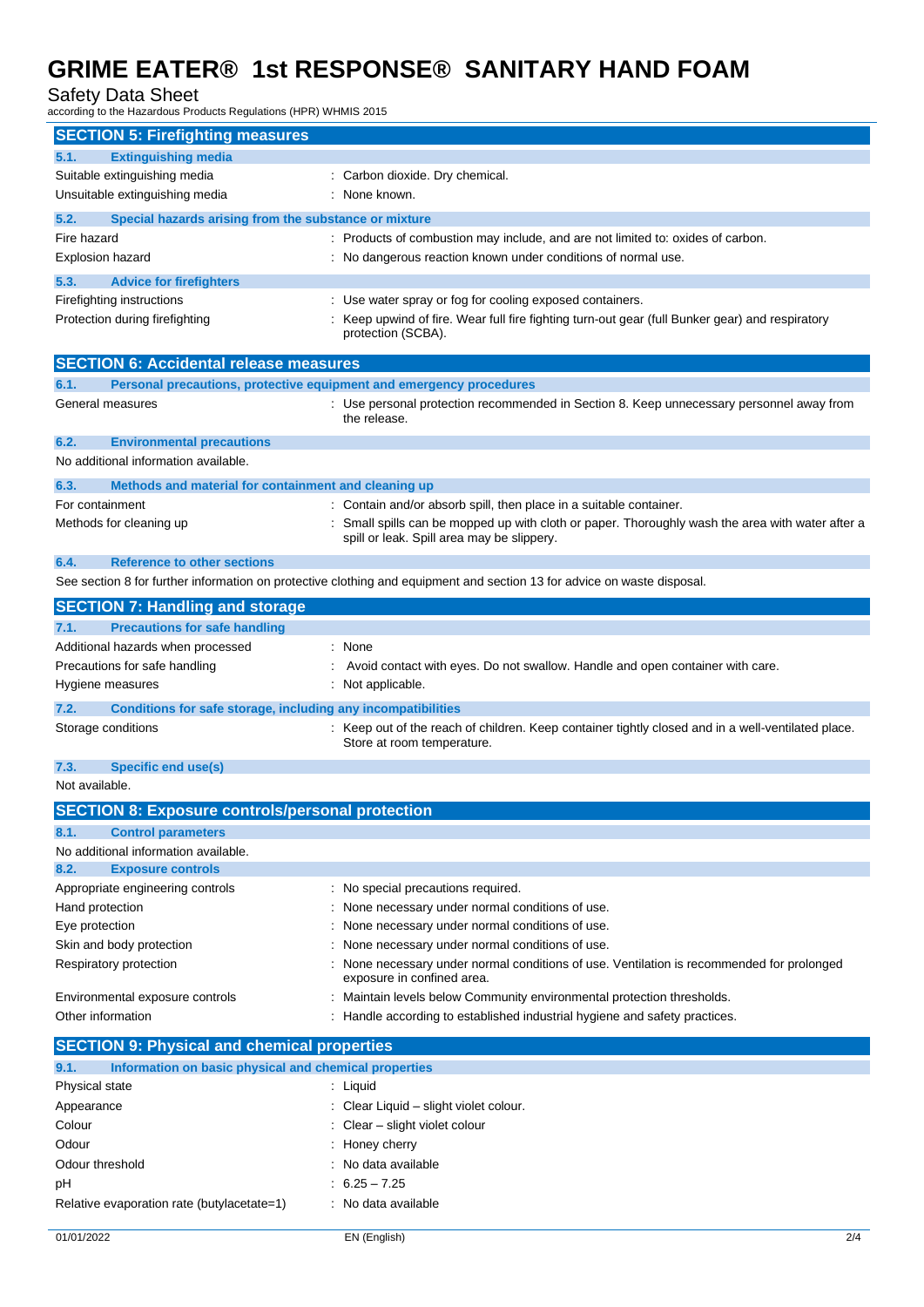## SECTION 5: Firefighting measures

### 5.1. Extinguishing media

| | |
|---|---|
| Suitable extinguishing media | : Carbon dioxide. Dry chemical. |
| Unsuitable extinguishing media | : None known. |

### 5.2. Special hazards arising from the substance or mixture

| | |
|---|---|
| Fire hazard | : Products of combustion may include, and are not limited to: oxides of carbon. |
| Explosion hazard | : No dangerous reaction known under conditions of normal use. |

### 5.3. Advice for firefighters

| | |
|---|---|
| Firefighting instructions | : Use water spray or fog for cooling exposed containers. |
| Protection during firefighting | : Keep upwind of fire. Wear full fire fighting turn-out gear (full Bunker gear) and respiratory protection (SCBA). |

## SECTION 6: Accidental release measures

### 6.1. Personal precautions, protective equipment and emergency procedures

| | |
|---|---|
| General measures | : Use personal protection recommended in Section 8. Keep unnecessary personnel away from the release. |

### 6.2. Environmental precautions

No additional information available.

### 6.3. Methods and material for containment and cleaning up

| | |
|---|---|
| For containment | : Contain and/or absorb spill, then place in a suitable container. |
| Methods for cleaning up | : Small spills can be mopped up with cloth or paper. Thoroughly wash the area with water after a spill or leak. Spill area may be slippery. |

### 6.4. Reference to other sections

See section 8 for further information on protective clothing and equipment and section 13 for advice on waste disposal.

## SECTION 7: Handling and storage

### 7.1. Precautions for safe handling

| | |
|---|---|
| Additional hazards when processed | : None |
| Precautions for safe handling | : Avoid contact with eyes. Do not swallow. Handle and open container with care. |
| Hygiene measures | : Not applicable. |

### 7.2. Conditions for safe storage, including any incompatibilities

| | |
|---|---|
| Storage conditions | : Keep out of the reach of children. Keep container tightly closed and in a well-ventilated place. Store at room temperature. |

### 7.3. Specific end use(s)

Not available.

## SECTION 8: Exposure controls/personal protection

### 8.1. Control parameters

No additional information available.

### 8.2. Exposure controls

| | |
|---|---|
| Appropriate engineering controls | : No special precautions required. |
| Hand protection | : None necessary under normal conditions of use. |
| Eye protection | : None necessary under normal conditions of use. |
| Skin and body protection | : None necessary under normal conditions of use. |
| Respiratory protection | : None necessary under normal conditions of use. Ventilation is recommended for prolonged exposure in confined area. |
| Environmental exposure controls | : Maintain levels below Community environmental protection thresholds. |
| Other information | : Handle according to established industrial hygiene and safety practices. |

## SECTION 9: Physical and chemical properties

### 9.1. Information on basic physical and chemical properties

| | |
|---|---|
| Physical state | : Liquid |
| Appearance | : Clear Liquid – slight violet colour. |
| Colour | : Clear – slight violet colour |
| Odour | : Honey cherry |
| Odour threshold | : No data available |
| pH | : 6.25 – 7.25 |
| Relative evaporation rate (butylacetate=1) | : No data available |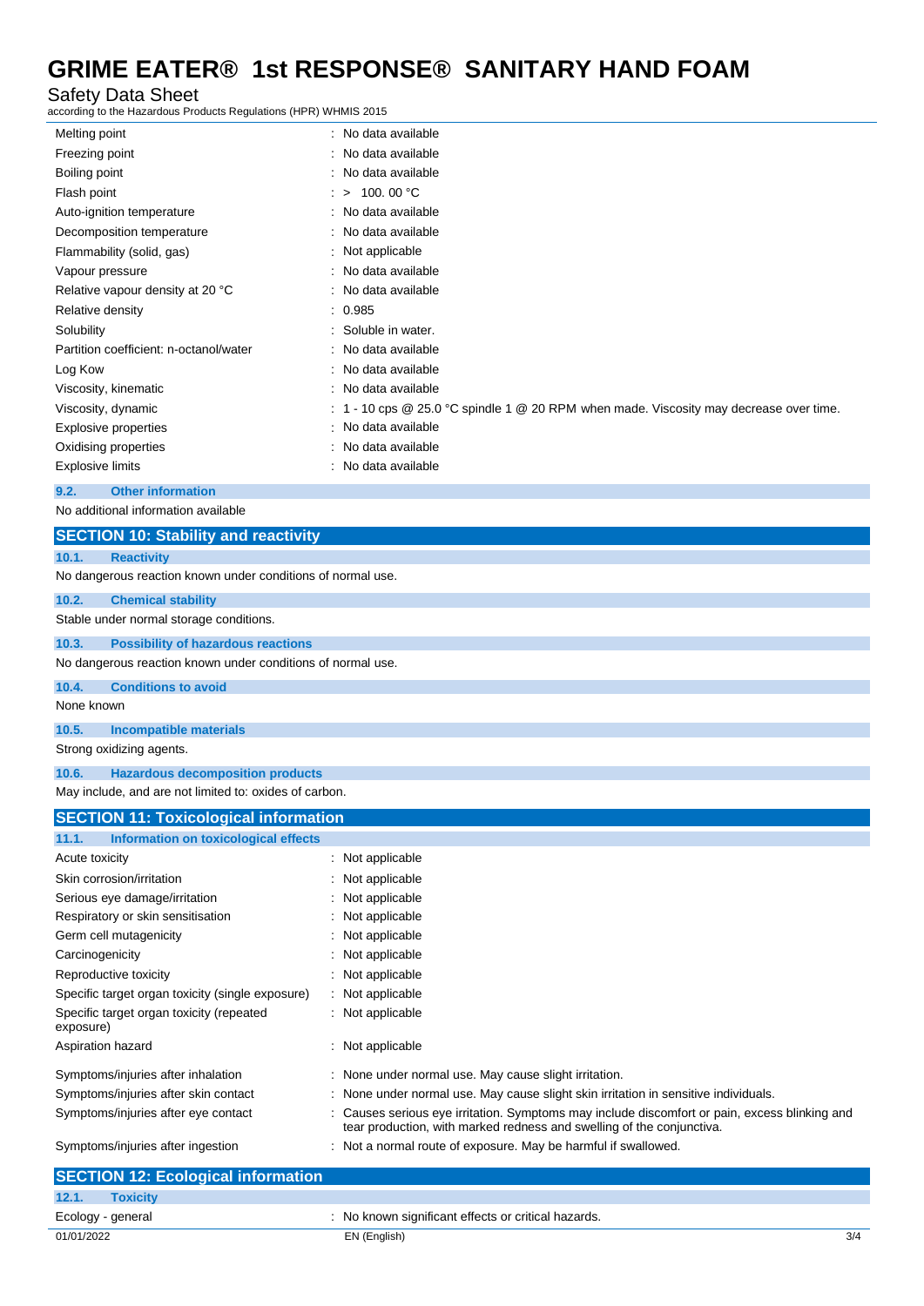| | |
|---|---|
| Melting point | : No data available |
| Freezing point | : No data available |
| Boiling point | : No data available |
| Flash point | : > 100. 00 °C |
| Auto-ignition temperature | : No data available |
| Decomposition temperature | : No data available |
| Flammability (solid, gas) | : Not applicable |
| Vapour pressure | : No data available |
| Relative vapour density at 20 °C | : No data available |
| Relative density | : 0.985 |
| Solubility | : Soluble in water. |
| Partition coefficient: n-octanol/water | : No data available |
| Log Kow | : No data available |
| Viscosity, kinematic | : No data available |
| Viscosity, dynamic | : 1 - 10 cps @ 25.0 °C spindle 1 @ 20 RPM when made. Viscosity may decrease over time. |
| Explosive properties | : No data available |
| Oxidising properties | : No data available |
| Explosive limits | : No data available |

### 9.2. Other information

No additional information available

## SECTION 10: Stability and reactivity

### 10.1. Reactivity

No dangerous reaction known under conditions of normal use.

### 10.2. Chemical stability

Stable under normal storage conditions.

### 10.3. Possibility of hazardous reactions

No dangerous reaction known under conditions of normal use.

### 10.4. Conditions to avoid

None known

### 10.5. Incompatible materials

Strong oxidizing agents.

### 10.6. Hazardous decomposition products

May include, and are not limited to: oxides of carbon.

## SECTION 11: Toxicological information

### 11.1. Information on toxicological effects

| | |
|---|---|
| Acute toxicity | : Not applicable |
| Skin corrosion/irritation | : Not applicable |
| Serious eye damage/irritation | : Not applicable |
| Respiratory or skin sensitisation | : Not applicable |
| Germ cell mutagenicity | : Not applicable |
| Carcinogenicity | : Not applicable |
| Reproductive toxicity | : Not applicable |
| Specific target organ toxicity (single exposure) | : Not applicable |
| Specific target organ toxicity (repeated exposure) | : Not applicable |
| Aspiration hazard | : Not applicable |
| Symptoms/injuries after inhalation | : None under normal use. May cause slight irritation. |
| Symptoms/injuries after skin contact | : None under normal use. May cause slight skin irritation in sensitive individuals. |
| Symptoms/injuries after eye contact | : Causes serious eye irritation. Symptoms may include discomfort or pain, excess blinking and tear production, with marked redness and swelling of the conjunctiva. |
| Symptoms/injuries after ingestion | : Not a normal route of exposure. May be harmful if swallowed. |

## SECTION 12: Ecological information

### 12.1. Toxicity

| | |
|---|---|
| Ecology - general | : No known significant effects or critical hazards. |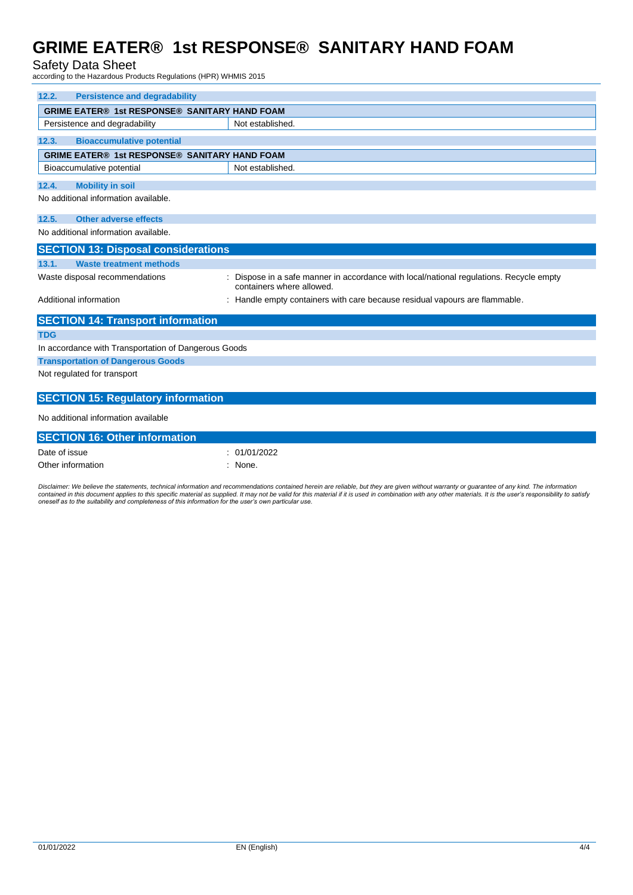### 12.2. Persistence and degradability

| GRIME EATER® 1st RESPONSE® SANITARY HAND FOAM | |
|---|---|
| Persistence and degradability | Not established. |

### 12.3. Bioaccumulative potential

| GRIME EATER® 1st RESPONSE® SANITARY HAND FOAM | |
|---|---|
| Bioaccumulative potential | Not established. |

### 12.4. Mobility in soil

No additional information available.

### 12.5. Other adverse effects

No additional information available.

## SECTION 13: Disposal considerations

### 13.1. Waste treatment methods

Waste disposal recommendations : Dispose in a safe manner in accordance with local/national regulations. Recycle empty containers where allowed.

Additional information : Handle empty containers with care because residual vapours are flammable.

## SECTION 14: Transport information

### TDG

In accordance with Transportation of Dangerous Goods

### Transportation of Dangerous Goods

Not regulated for transport

## SECTION 15: Regulatory information

No additional information available

## SECTION 16: Other information

Date of issue : 01/01/2022

Other information : None.

*Disclaimer: We believe the statements, technical information and recommendations contained herein are reliable, but they are given without warranty or guarantee of any kind. The information contained in this document applies to this specific material as supplied. It may not be valid for this material if it is used in combination with any other materials. It is the user's responsibility to satisfy oneself as to the suitability and completeness of this information for the user's own particular use.*